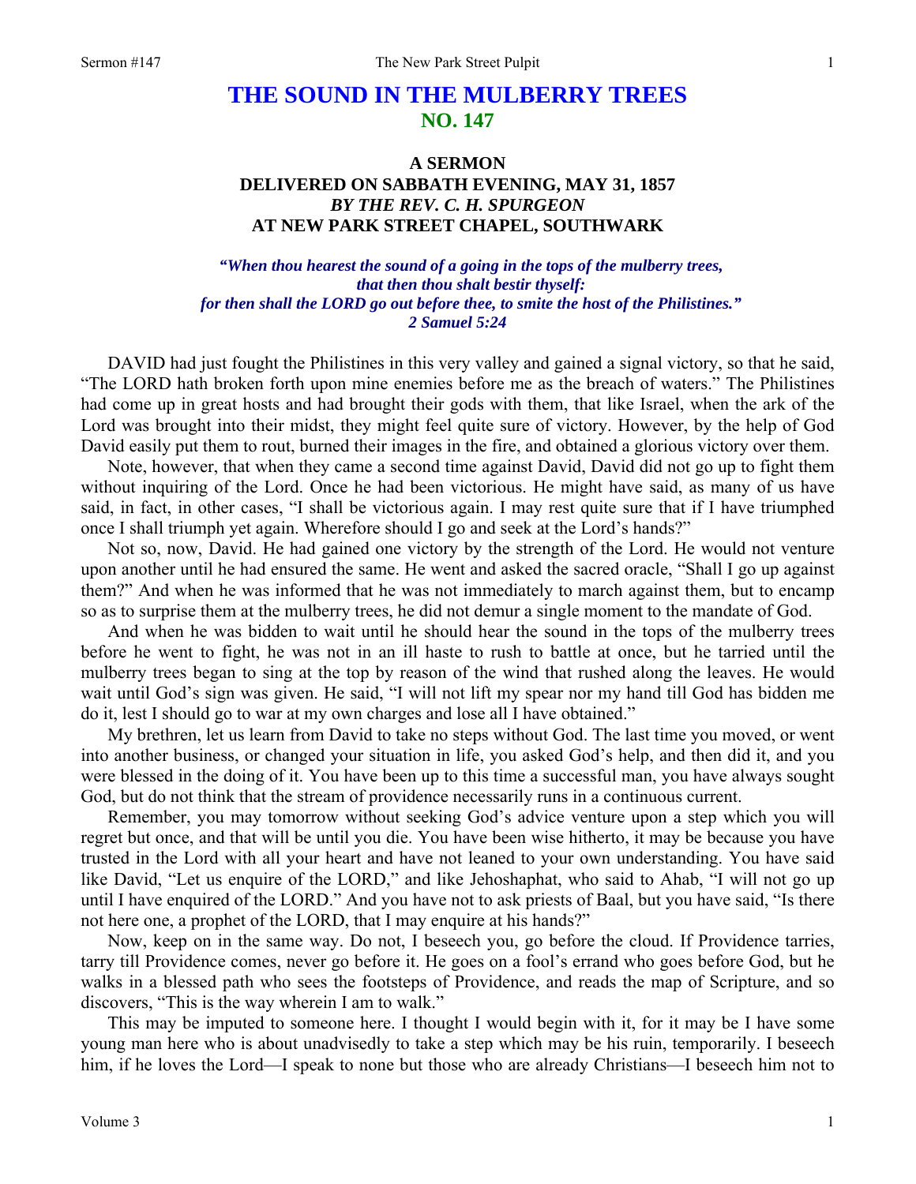# THE SOUND IN THE MULBERRY TREES
## NO. 147

### A SERMON
### DELIVERED ON SABBATH EVENING, MAY 31, 1857
### *BY THE REV. C. H. SPURGEON*
### AT NEW PARK STREET CHAPEL, SOUTHWARK

***"When thou hearest the sound of a going in the tops of the mulberry trees, that then thou shalt bestir thyself: for then shall the LORD go out before thee, to smite the host of the Philistines." 2 Samuel 5:24***

DAVID had just fought the Philistines in this very valley and gained a signal victory, so that he said, "The LORD hath broken forth upon mine enemies before me as the breach of waters." The Philistines had come up in great hosts and had brought their gods with them, that like Israel, when the ark of the Lord was brought into their midst, they might feel quite sure of victory. However, by the help of God David easily put them to rout, burned their images in the fire, and obtained a glorious victory over them.

Note, however, that when they came a second time against David, David did not go up to fight them without inquiring of the Lord. Once he had been victorious. He might have said, as many of us have said, in fact, in other cases, "I shall be victorious again. I may rest quite sure that if I have triumphed once I shall triumph yet again. Wherefore should I go and seek at the Lord's hands?"

Not so, now, David. He had gained one victory by the strength of the Lord. He would not venture upon another until he had ensured the same. He went and asked the sacred oracle, "Shall I go up against them?" And when he was informed that he was not immediately to march against them, but to encamp so as to surprise them at the mulberry trees, he did not demur a single moment to the mandate of God.

And when he was bidden to wait until he should hear the sound in the tops of the mulberry trees before he went to fight, he was not in an ill haste to rush to battle at once, but he tarried until the mulberry trees began to sing at the top by reason of the wind that rushed along the leaves. He would wait until God's sign was given. He said, "I will not lift my spear nor my hand till God has bidden me do it, lest I should go to war at my own charges and lose all I have obtained."

My brethren, let us learn from David to take no steps without God. The last time you moved, or went into another business, or changed your situation in life, you asked God's help, and then did it, and you were blessed in the doing of it. You have been up to this time a successful man, you have always sought God, but do not think that the stream of providence necessarily runs in a continuous current.

Remember, you may tomorrow without seeking God's advice venture upon a step which you will regret but once, and that will be until you die. You have been wise hitherto, it may be because you have trusted in the Lord with all your heart and have not leaned to your own understanding. You have said like David, "Let us enquire of the LORD," and like Jehoshaphat, who said to Ahab, "I will not go up until I have enquired of the LORD." And you have not to ask priests of Baal, but you have said, "Is there not here one, a prophet of the LORD, that I may enquire at his hands?"

Now, keep on in the same way. Do not, I beseech you, go before the cloud. If Providence tarries, tarry till Providence comes, never go before it. He goes on a fool's errand who goes before God, but he walks in a blessed path who sees the footsteps of Providence, and reads the map of Scripture, and so discovers, "This is the way wherein I am to walk."

This may be imputed to someone here. I thought I would begin with it, for it may be I have some young man here who is about unadvisedly to take a step which may be his ruin, temporarily. I beseech him, if he loves the Lord—I speak to none but those who are already Christians—I beseech him not to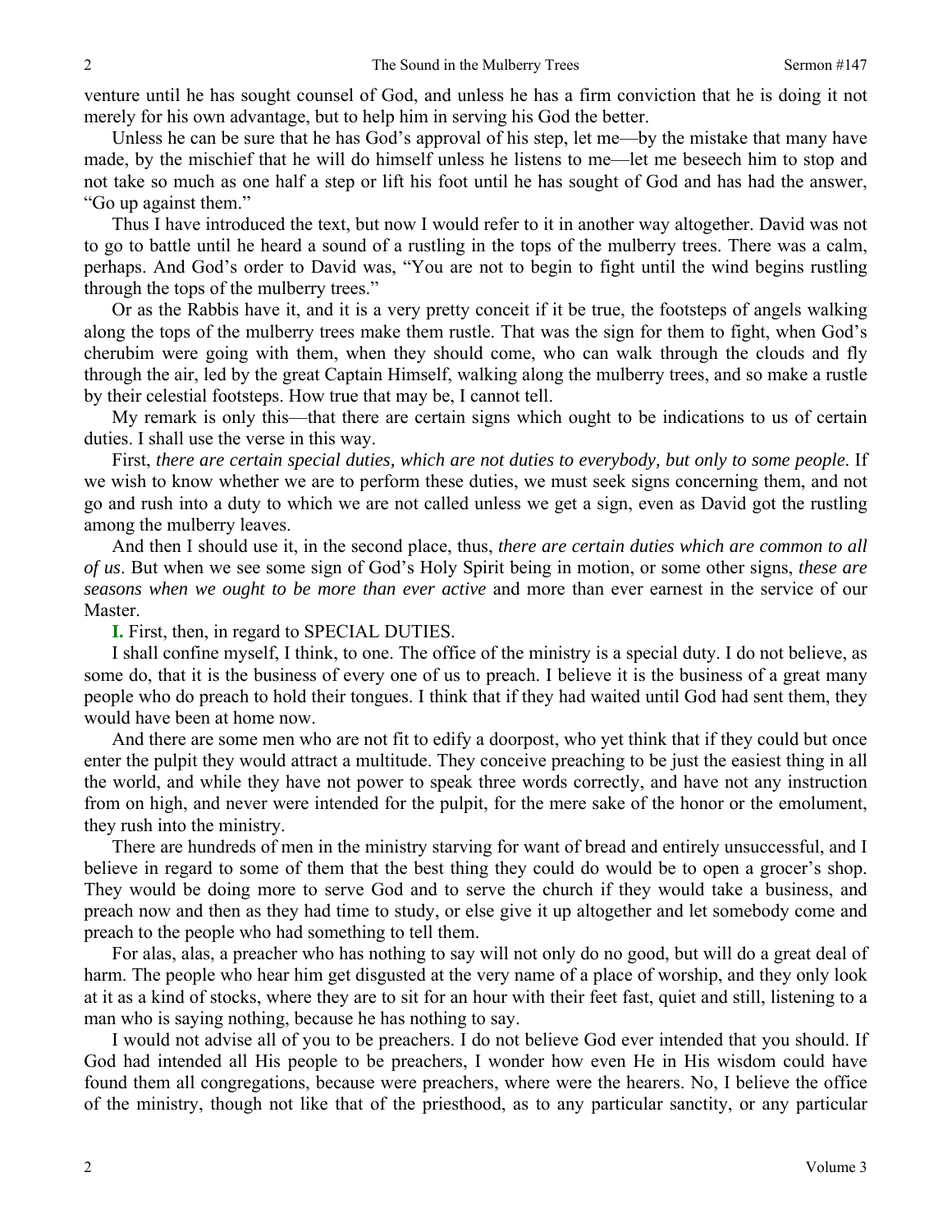venture until he has sought counsel of God, and unless he has a firm conviction that he is doing it not merely for his own advantage, but to help him in serving his God the better.

Unless he can be sure that he has God's approval of his step, let me—by the mistake that many have made, by the mischief that he will do himself unless he listens to me—let me beseech him to stop and not take so much as one half a step or lift his foot until he has sought of God and has had the answer, "Go up against them."

Thus I have introduced the text, but now I would refer to it in another way altogether. David was not to go to battle until he heard a sound of a rustling in the tops of the mulberry trees. There was a calm, perhaps. And God's order to David was, "You are not to begin to fight until the wind begins rustling through the tops of the mulberry trees."

Or as the Rabbis have it, and it is a very pretty conceit if it be true, the footsteps of angels walking along the tops of the mulberry trees make them rustle. That was the sign for them to fight, when God's cherubim were going with them, when they should come, who can walk through the clouds and fly through the air, led by the great Captain Himself, walking along the mulberry trees, and so make a rustle by their celestial footsteps. How true that may be, I cannot tell.

My remark is only this—that there are certain signs which ought to be indications to us of certain duties. I shall use the verse in this way.

First, *there are certain special duties, which are not duties to everybody, but only to some people*. If we wish to know whether we are to perform these duties, we must seek signs concerning them, and not go and rush into a duty to which we are not called unless we get a sign, even as David got the rustling among the mulberry leaves.

And then I should use it, in the second place, thus, *there are certain duties which are common to all of us*. But when we see some sign of God's Holy Spirit being in motion, or some other signs, *these are seasons when we ought to be more than ever active* and more than ever earnest in the service of our Master.

**I.** First, then, in regard to SPECIAL DUTIES.

I shall confine myself, I think, to one. The office of the ministry is a special duty. I do not believe, as some do, that it is the business of every one of us to preach. I believe it is the business of a great many people who do preach to hold their tongues. I think that if they had waited until God had sent them, they would have been at home now.

And there are some men who are not fit to edify a doorpost, who yet think that if they could but once enter the pulpit they would attract a multitude. They conceive preaching to be just the easiest thing in all the world, and while they have not power to speak three words correctly, and have not any instruction from on high, and never were intended for the pulpit, for the mere sake of the honor or the emolument, they rush into the ministry.

There are hundreds of men in the ministry starving for want of bread and entirely unsuccessful, and I believe in regard to some of them that the best thing they could do would be to open a grocer's shop. They would be doing more to serve God and to serve the church if they would take a business, and preach now and then as they had time to study, or else give it up altogether and let somebody come and preach to the people who had something to tell them.

For alas, alas, a preacher who has nothing to say will not only do no good, but will do a great deal of harm. The people who hear him get disgusted at the very name of a place of worship, and they only look at it as a kind of stocks, where they are to sit for an hour with their feet fast, quiet and still, listening to a man who is saying nothing, because he has nothing to say.

I would not advise all of you to be preachers. I do not believe God ever intended that you should. If God had intended all His people to be preachers, I wonder how even He in His wisdom could have found them all congregations, because were preachers, where were the hearers. No, I believe the office of the ministry, though not like that of the priesthood, as to any particular sanctity, or any particular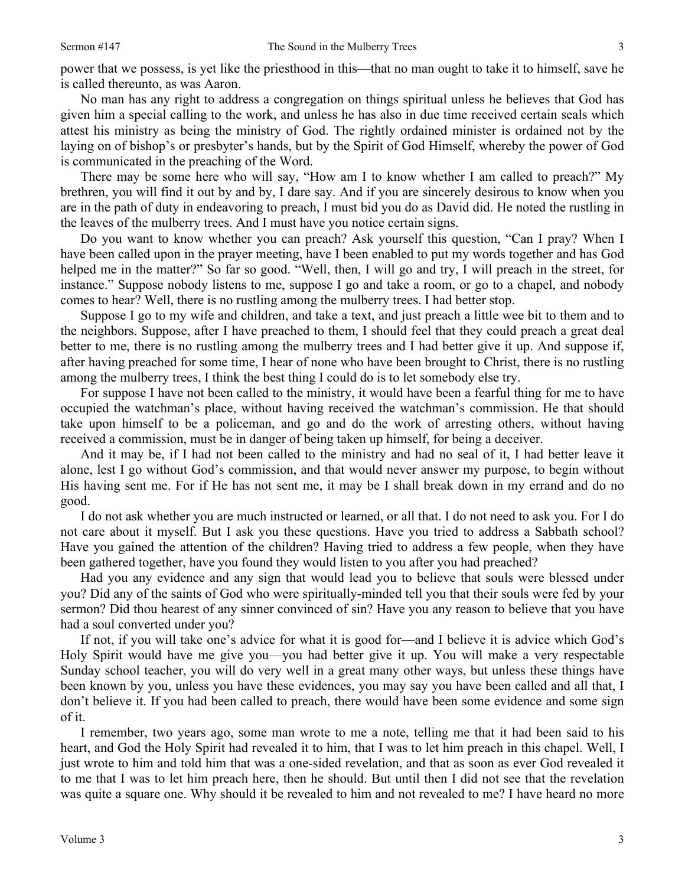power that we possess, is yet like the priesthood in this—that no man ought to take it to himself, save he is called thereunto, as was Aaron.

No man has any right to address a congregation on things spiritual unless he believes that God has given him a special calling to the work, and unless he has also in due time received certain seals which attest his ministry as being the ministry of God. The rightly ordained minister is ordained not by the laying on of bishop's or presbyter's hands, but by the Spirit of God Himself, whereby the power of God is communicated in the preaching of the Word.

There may be some here who will say, "How am I to know whether I am called to preach?" My brethren, you will find it out by and by, I dare say. And if you are sincerely desirous to know when you are in the path of duty in endeavoring to preach, I must bid you do as David did. He noted the rustling in the leaves of the mulberry trees. And I must have you notice certain signs.

Do you want to know whether you can preach? Ask yourself this question, "Can I pray? When I have been called upon in the prayer meeting, have I been enabled to put my words together and has God helped me in the matter?" So far so good. "Well, then, I will go and try, I will preach in the street, for instance." Suppose nobody listens to me, suppose I go and take a room, or go to a chapel, and nobody comes to hear? Well, there is no rustling among the mulberry trees. I had better stop.

Suppose I go to my wife and children, and take a text, and just preach a little wee bit to them and to the neighbors. Suppose, after I have preached to them, I should feel that they could preach a great deal better to me, there is no rustling among the mulberry trees and I had better give it up. And suppose if, after having preached for some time, I hear of none who have been brought to Christ, there is no rustling among the mulberry trees, I think the best thing I could do is to let somebody else try.

For suppose I have not been called to the ministry, it would have been a fearful thing for me to have occupied the watchman's place, without having received the watchman's commission. He that should take upon himself to be a policeman, and go and do the work of arresting others, without having received a commission, must be in danger of being taken up himself, for being a deceiver.

And it may be, if I had not been called to the ministry and had no seal of it, I had better leave it alone, lest I go without God's commission, and that would never answer my purpose, to begin without His having sent me. For if He has not sent me, it may be I shall break down in my errand and do no good.

I do not ask whether you are much instructed or learned, or all that. I do not need to ask you. For I do not care about it myself. But I ask you these questions. Have you tried to address a Sabbath school? Have you gained the attention of the children? Having tried to address a few people, when they have been gathered together, have you found they would listen to you after you had preached?

Had you any evidence and any sign that would lead you to believe that souls were blessed under you? Did any of the saints of God who were spiritually-minded tell you that their souls were fed by your sermon? Did thou hearest of any sinner convinced of sin? Have you any reason to believe that you have had a soul converted under you?

If not, if you will take one's advice for what it is good for—and I believe it is advice which God's Holy Spirit would have me give you—you had better give it up. You will make a very respectable Sunday school teacher, you will do very well in a great many other ways, but unless these things have been known by you, unless you have these evidences, you may say you have been called and all that, I don't believe it. If you had been called to preach, there would have been some evidence and some sign of it.

I remember, two years ago, some man wrote to me a note, telling me that it had been said to his heart, and God the Holy Spirit had revealed it to him, that I was to let him preach in this chapel. Well, I just wrote to him and told him that was a one-sided revelation, and that as soon as ever God revealed it to me that I was to let him preach here, then he should. But until then I did not see that the revelation was quite a square one. Why should it be revealed to him and not revealed to me? I have heard no more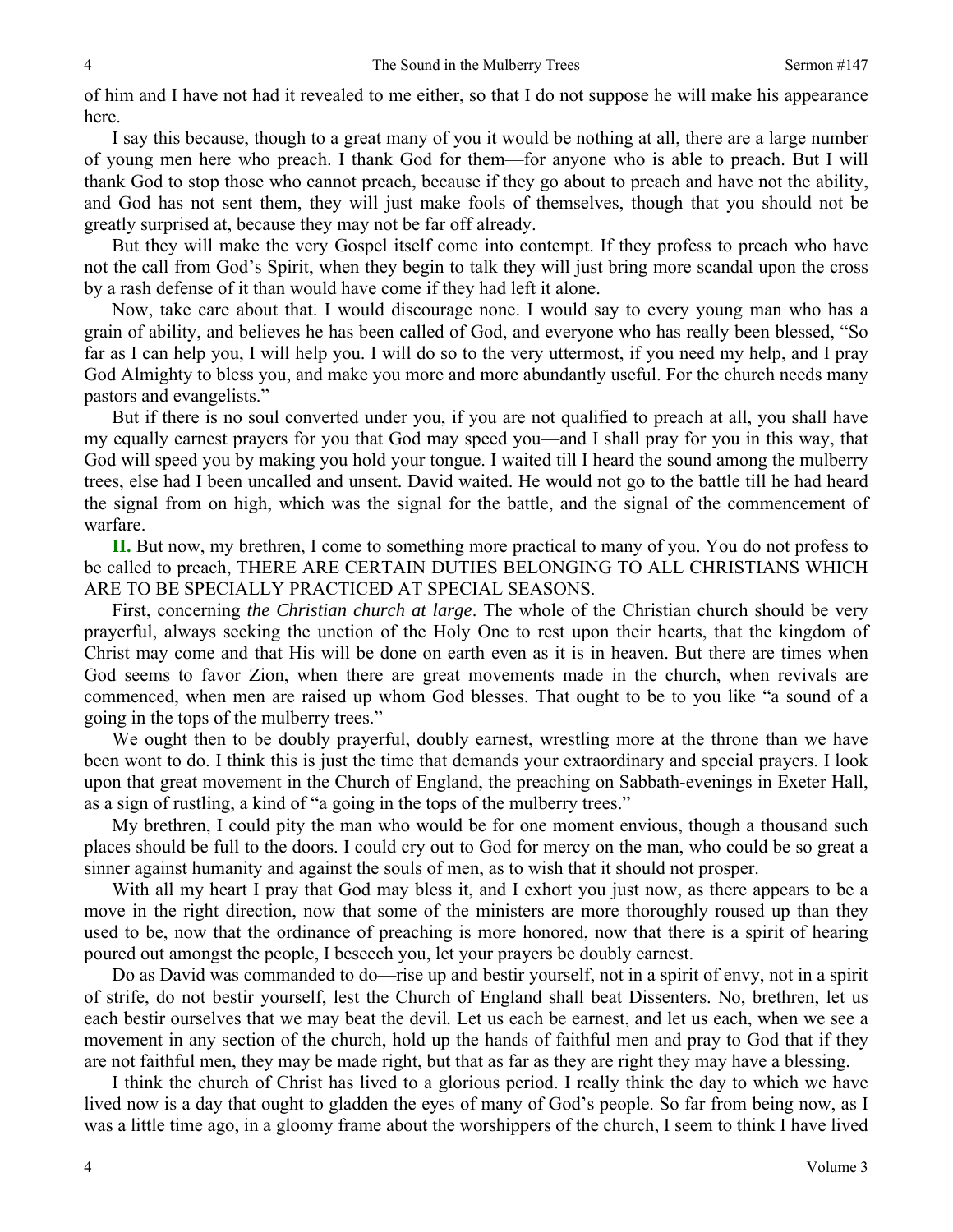of him and I have not had it revealed to me either, so that I do not suppose he will make his appearance here.

I say this because, though to a great many of you it would be nothing at all, there are a large number of young men here who preach. I thank God for them—for anyone who is able to preach. But I will thank God to stop those who cannot preach, because if they go about to preach and have not the ability, and God has not sent them, they will just make fools of themselves, though that you should not be greatly surprised at, because they may not be far off already.

But they will make the very Gospel itself come into contempt. If they profess to preach who have not the call from God's Spirit, when they begin to talk they will just bring more scandal upon the cross by a rash defense of it than would have come if they had left it alone.

Now, take care about that. I would discourage none. I would say to every young man who has a grain of ability, and believes he has been called of God, and everyone who has really been blessed, "So far as I can help you, I will help you. I will do so to the very uttermost, if you need my help, and I pray God Almighty to bless you, and make you more and more abundantly useful. For the church needs many pastors and evangelists."

But if there is no soul converted under you, if you are not qualified to preach at all, you shall have my equally earnest prayers for you that God may speed you—and I shall pray for you in this way, that God will speed you by making you hold your tongue. I waited till I heard the sound among the mulberry trees, else had I been uncalled and unsent. David waited. He would not go to the battle till he had heard the signal from on high, which was the signal for the battle, and the signal of the commencement of warfare.

**II.** But now, my brethren, I come to something more practical to many of you. You do not profess to be called to preach, THERE ARE CERTAIN DUTIES BELONGING TO ALL CHRISTIANS WHICH ARE TO BE SPECIALLY PRACTICED AT SPECIAL SEASONS.

First, concerning *the Christian church at large*. The whole of the Christian church should be very prayerful, always seeking the unction of the Holy One to rest upon their hearts, that the kingdom of Christ may come and that His will be done on earth even as it is in heaven. But there are times when God seems to favor Zion, when there are great movements made in the church, when revivals are commenced, when men are raised up whom God blesses. That ought to be to you like "a sound of a going in the tops of the mulberry trees."

We ought then to be doubly prayerful, doubly earnest, wrestling more at the throne than we have been wont to do. I think this is just the time that demands your extraordinary and special prayers. I look upon that great movement in the Church of England, the preaching on Sabbath-evenings in Exeter Hall, as a sign of rustling, a kind of "a going in the tops of the mulberry trees."

My brethren, I could pity the man who would be for one moment envious, though a thousand such places should be full to the doors. I could cry out to God for mercy on the man, who could be so great a sinner against humanity and against the souls of men, as to wish that it should not prosper.

With all my heart I pray that God may bless it, and I exhort you just now, as there appears to be a move in the right direction, now that some of the ministers are more thoroughly roused up than they used to be, now that the ordinance of preaching is more honored, now that there is a spirit of hearing poured out amongst the people, I beseech you, let your prayers be doubly earnest.

Do as David was commanded to do—rise up and bestir yourself, not in a spirit of envy, not in a spirit of strife, do not bestir yourself, lest the Church of England shall beat Dissenters. No, brethren, let us each bestir ourselves that we may beat the devil. Let us each be earnest, and let us each, when we see a movement in any section of the church, hold up the hands of faithful men and pray to God that if they are not faithful men, they may be made right, but that as far as they are right they may have a blessing.

I think the church of Christ has lived to a glorious period. I really think the day to which we have lived now is a day that ought to gladden the eyes of many of God's people. So far from being now, as I was a little time ago, in a gloomy frame about the worshippers of the church, I seem to think I have lived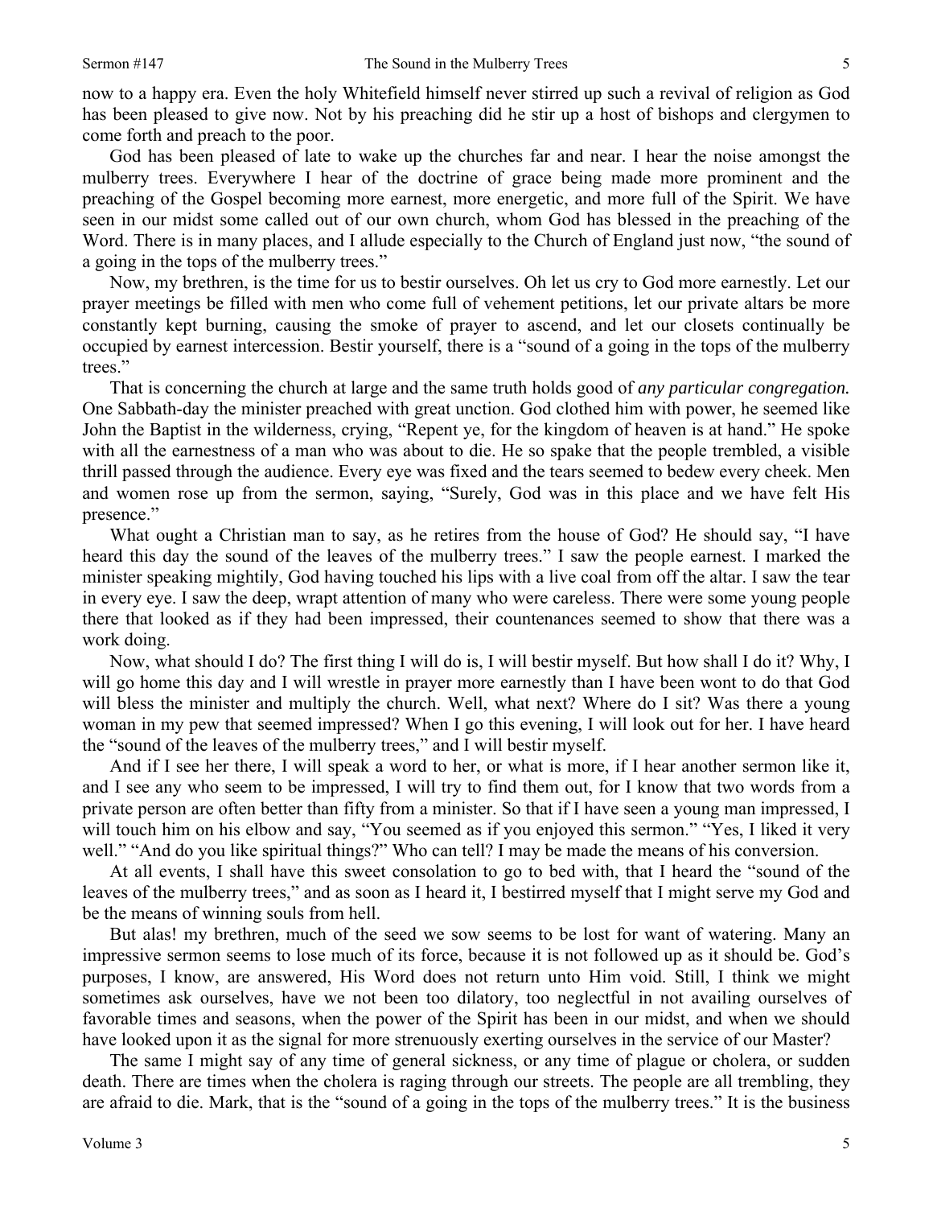now to a happy era. Even the holy Whitefield himself never stirred up such a revival of religion as God has been pleased to give now. Not by his preaching did he stir up a host of bishops and clergymen to come forth and preach to the poor.

God has been pleased of late to wake up the churches far and near. I hear the noise amongst the mulberry trees. Everywhere I hear of the doctrine of grace being made more prominent and the preaching of the Gospel becoming more earnest, more energetic, and more full of the Spirit. We have seen in our midst some called out of our own church, whom God has blessed in the preaching of the Word. There is in many places, and I allude especially to the Church of England just now, "the sound of a going in the tops of the mulberry trees."

Now, my brethren, is the time for us to bestir ourselves. Oh let us cry to God more earnestly. Let our prayer meetings be filled with men who come full of vehement petitions, let our private altars be more constantly kept burning, causing the smoke of prayer to ascend, and let our closets continually be occupied by earnest intercession. Bestir yourself, there is a "sound of a going in the tops of the mulberry trees."

That is concerning the church at large and the same truth holds good of *any particular congregation.* One Sabbath-day the minister preached with great unction. God clothed him with power, he seemed like John the Baptist in the wilderness, crying, "Repent ye, for the kingdom of heaven is at hand." He spoke with all the earnestness of a man who was about to die. He so spake that the people trembled, a visible thrill passed through the audience. Every eye was fixed and the tears seemed to bedew every cheek. Men and women rose up from the sermon, saying, "Surely, God was in this place and we have felt His presence."

What ought a Christian man to say, as he retires from the house of God? He should say, "I have heard this day the sound of the leaves of the mulberry trees." I saw the people earnest. I marked the minister speaking mightily, God having touched his lips with a live coal from off the altar. I saw the tear in every eye. I saw the deep, wrapt attention of many who were careless. There were some young people there that looked as if they had been impressed, their countenances seemed to show that there was a work doing.

Now, what should I do? The first thing I will do is, I will bestir myself. But how shall I do it? Why, I will go home this day and I will wrestle in prayer more earnestly than I have been wont to do that God will bless the minister and multiply the church. Well, what next? Where do I sit? Was there a young woman in my pew that seemed impressed? When I go this evening, I will look out for her. I have heard the "sound of the leaves of the mulberry trees," and I will bestir myself.

And if I see her there, I will speak a word to her, or what is more, if I hear another sermon like it, and I see any who seem to be impressed, I will try to find them out, for I know that two words from a private person are often better than fifty from a minister. So that if I have seen a young man impressed, I will touch him on his elbow and say, "You seemed as if you enjoyed this sermon." "Yes, I liked it very well." "And do you like spiritual things?" Who can tell? I may be made the means of his conversion.

At all events, I shall have this sweet consolation to go to bed with, that I heard the "sound of the leaves of the mulberry trees," and as soon as I heard it, I bestirred myself that I might serve my God and be the means of winning souls from hell.

But alas! my brethren, much of the seed we sow seems to be lost for want of watering. Many an impressive sermon seems to lose much of its force, because it is not followed up as it should be. God's purposes, I know, are answered, His Word does not return unto Him void. Still, I think we might sometimes ask ourselves, have we not been too dilatory, too neglectful in not availing ourselves of favorable times and seasons, when the power of the Spirit has been in our midst, and when we should have looked upon it as the signal for more strenuously exerting ourselves in the service of our Master?

The same I might say of any time of general sickness, or any time of plague or cholera, or sudden death. There are times when the cholera is raging through our streets. The people are all trembling, they are afraid to die. Mark, that is the "sound of a going in the tops of the mulberry trees." It is the business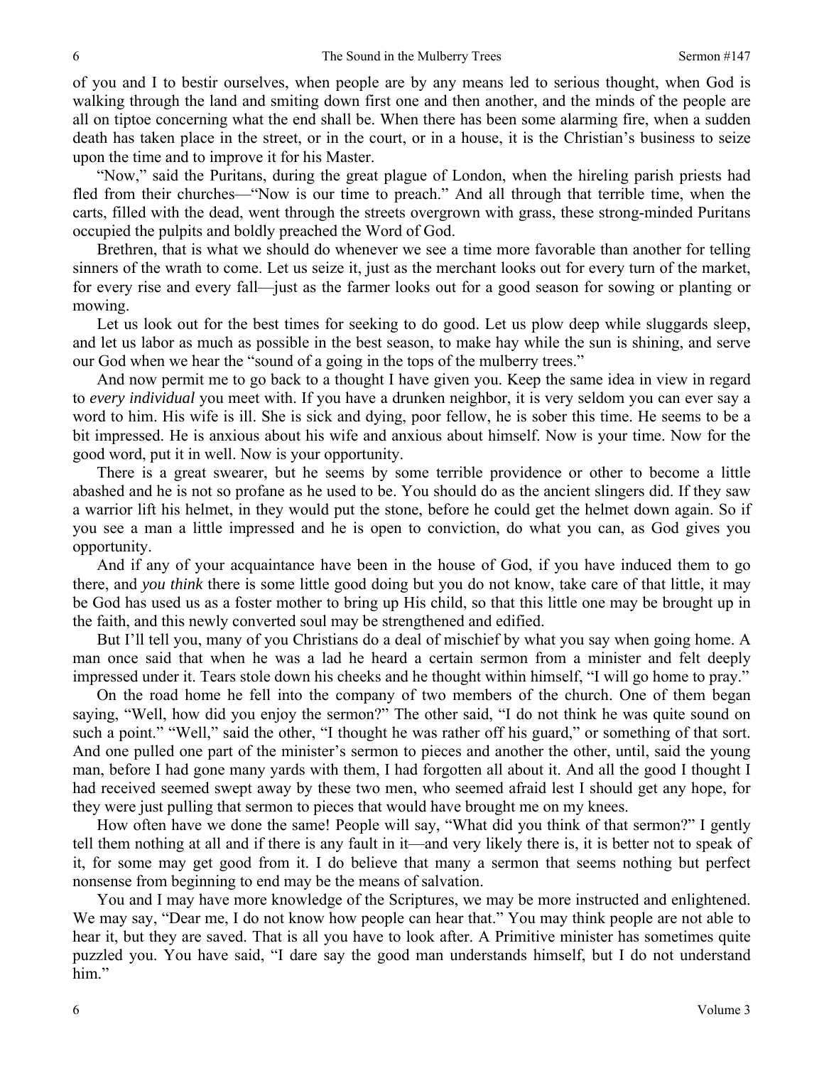of you and I to bestir ourselves, when people are by any means led to serious thought, when God is walking through the land and smiting down first one and then another, and the minds of the people are all on tiptoe concerning what the end shall be. When there has been some alarming fire, when a sudden death has taken place in the street, or in the court, or in a house, it is the Christian's business to seize upon the time and to improve it for his Master.

"Now," said the Puritans, during the great plague of London, when the hireling parish priests had fled from their churches—"Now is our time to preach." And all through that terrible time, when the carts, filled with the dead, went through the streets overgrown with grass, these strong-minded Puritans occupied the pulpits and boldly preached the Word of God.

Brethren, that is what we should do whenever we see a time more favorable than another for telling sinners of the wrath to come. Let us seize it, just as the merchant looks out for every turn of the market, for every rise and every fall—just as the farmer looks out for a good season for sowing or planting or mowing.

Let us look out for the best times for seeking to do good. Let us plow deep while sluggards sleep, and let us labor as much as possible in the best season, to make hay while the sun is shining, and serve our God when we hear the "sound of a going in the tops of the mulberry trees."

And now permit me to go back to a thought I have given you. Keep the same idea in view in regard to *every individual* you meet with. If you have a drunken neighbor, it is very seldom you can ever say a word to him. His wife is ill. She is sick and dying, poor fellow, he is sober this time. He seems to be a bit impressed. He is anxious about his wife and anxious about himself. Now is your time. Now for the good word, put it in well. Now is your opportunity.

There is a great swearer, but he seems by some terrible providence or other to become a little abashed and he is not so profane as he used to be. You should do as the ancient slingers did. If they saw a warrior lift his helmet, in they would put the stone, before he could get the helmet down again. So if you see a man a little impressed and he is open to conviction, do what you can, as God gives you opportunity.

And if any of your acquaintance have been in the house of God, if you have induced them to go there, and *you think* there is some little good doing but you do not know, take care of that little, it may be God has used us as a foster mother to bring up His child, so that this little one may be brought up in the faith, and this newly converted soul may be strengthened and edified.

But I'll tell you, many of you Christians do a deal of mischief by what you say when going home. A man once said that when he was a lad he heard a certain sermon from a minister and felt deeply impressed under it. Tears stole down his cheeks and he thought within himself, "I will go home to pray."

On the road home he fell into the company of two members of the church. One of them began saying, "Well, how did you enjoy the sermon?" The other said, "I do not think he was quite sound on such a point." "Well," said the other, "I thought he was rather off his guard," or something of that sort. And one pulled one part of the minister's sermon to pieces and another the other, until, said the young man, before I had gone many yards with them, I had forgotten all about it. And all the good I thought I had received seemed swept away by these two men, who seemed afraid lest I should get any hope, for they were just pulling that sermon to pieces that would have brought me on my knees.

How often have we done the same! People will say, "What did you think of that sermon?" I gently tell them nothing at all and if there is any fault in it—and very likely there is, it is better not to speak of it, for some may get good from it. I do believe that many a sermon that seems nothing but perfect nonsense from beginning to end may be the means of salvation.

You and I may have more knowledge of the Scriptures, we may be more instructed and enlightened. We may say, "Dear me, I do not know how people can hear that." You may think people are not able to hear it, but they are saved. That is all you have to look after. A Primitive minister has sometimes quite puzzled you. You have said, "I dare say the good man understands himself, but I do not understand him."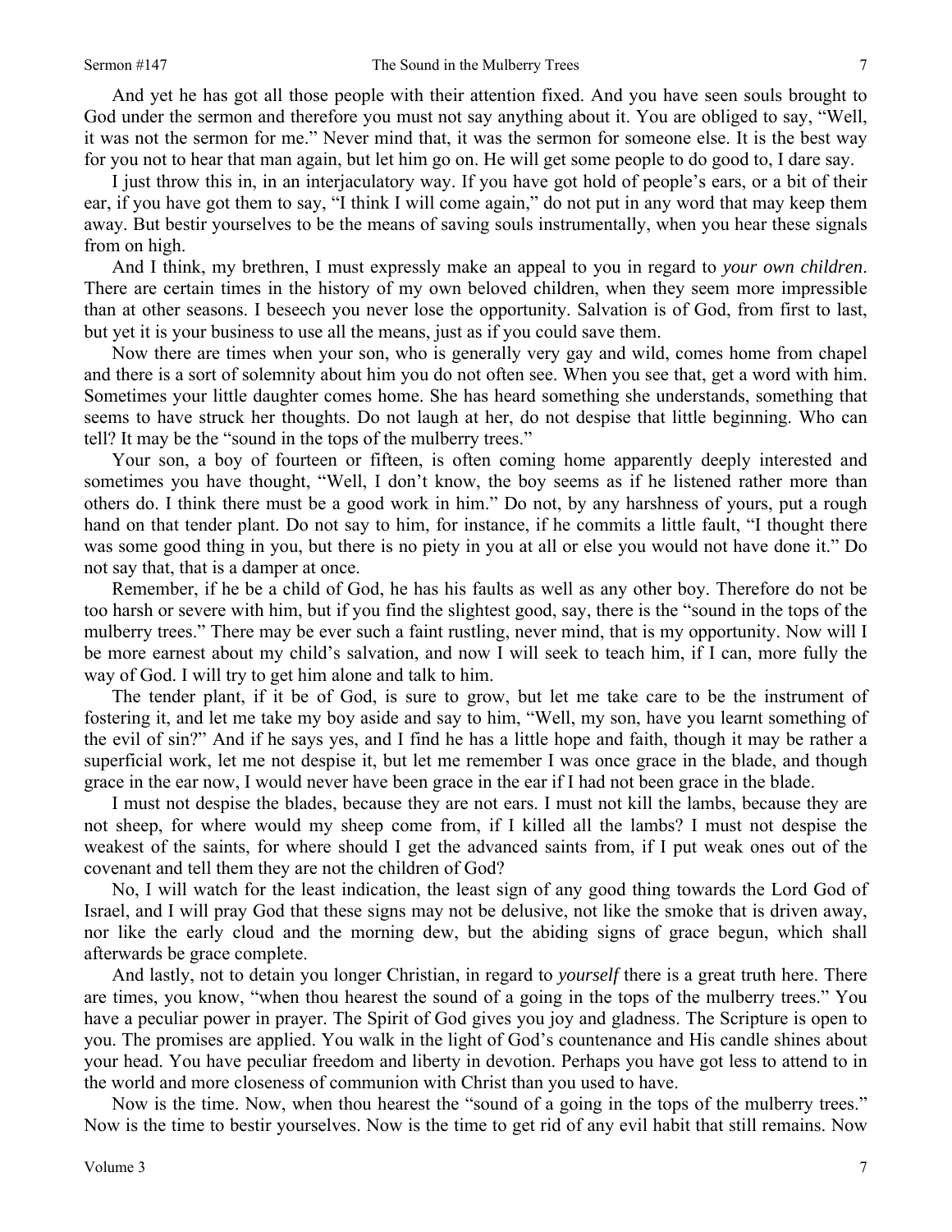And yet he has got all those people with their attention fixed. And you have seen souls brought to God under the sermon and therefore you must not say anything about it. You are obliged to say, "Well, it was not the sermon for me." Never mind that, it was the sermon for someone else. It is the best way for you not to hear that man again, but let him go on. He will get some people to do good to, I dare say.

I just throw this in, in an interjaculatory way. If you have got hold of people's ears, or a bit of their ear, if you have got them to say, "I think I will come again," do not put in any word that may keep them away. But bestir yourselves to be the means of saving souls instrumentally, when you hear these signals from on high.

And I think, my brethren, I must expressly make an appeal to you in regard to *your own children*. There are certain times in the history of my own beloved children, when they seem more impressible than at other seasons. I beseech you never lose the opportunity. Salvation is of God, from first to last, but yet it is your business to use all the means, just as if you could save them.

Now there are times when your son, who is generally very gay and wild, comes home from chapel and there is a sort of solemnity about him you do not often see. When you see that, get a word with him. Sometimes your little daughter comes home. She has heard something she understands, something that seems to have struck her thoughts. Do not laugh at her, do not despise that little beginning. Who can tell? It may be the "sound in the tops of the mulberry trees."

Your son, a boy of fourteen or fifteen, is often coming home apparently deeply interested and sometimes you have thought, "Well, I don't know, the boy seems as if he listened rather more than others do. I think there must be a good work in him." Do not, by any harshness of yours, put a rough hand on that tender plant. Do not say to him, for instance, if he commits a little fault, "I thought there was some good thing in you, but there is no piety in you at all or else you would not have done it." Do not say that, that is a damper at once.

Remember, if he be a child of God, he has his faults as well as any other boy. Therefore do not be too harsh or severe with him, but if you find the slightest good, say, there is the "sound in the tops of the mulberry trees." There may be ever such a faint rustling, never mind, that is my opportunity. Now will I be more earnest about my child's salvation, and now I will seek to teach him, if I can, more fully the way of God. I will try to get him alone and talk to him.

The tender plant, if it be of God, is sure to grow, but let me take care to be the instrument of fostering it, and let me take my boy aside and say to him, "Well, my son, have you learnt something of the evil of sin?" And if he says yes, and I find he has a little hope and faith, though it may be rather a superficial work, let me not despise it, but let me remember I was once grace in the blade, and though grace in the ear now, I would never have been grace in the ear if I had not been grace in the blade.

I must not despise the blades, because they are not ears. I must not kill the lambs, because they are not sheep, for where would my sheep come from, if I killed all the lambs? I must not despise the weakest of the saints, for where should I get the advanced saints from, if I put weak ones out of the covenant and tell them they are not the children of God?

No, I will watch for the least indication, the least sign of any good thing towards the Lord God of Israel, and I will pray God that these signs may not be delusive, not like the smoke that is driven away, nor like the early cloud and the morning dew, but the abiding signs of grace begun, which shall afterwards be grace complete.

And lastly, not to detain you longer Christian, in regard to *yourself* there is a great truth here. There are times, you know, "when thou hearest the sound of a going in the tops of the mulberry trees." You have a peculiar power in prayer. The Spirit of God gives you joy and gladness. The Scripture is open to you. The promises are applied. You walk in the light of God's countenance and His candle shines about your head. You have peculiar freedom and liberty in devotion. Perhaps you have got less to attend to in the world and more closeness of communion with Christ than you used to have.

Now is the time. Now, when thou hearest the "sound of a going in the tops of the mulberry trees." Now is the time to bestir yourselves. Now is the time to get rid of any evil habit that still remains. Now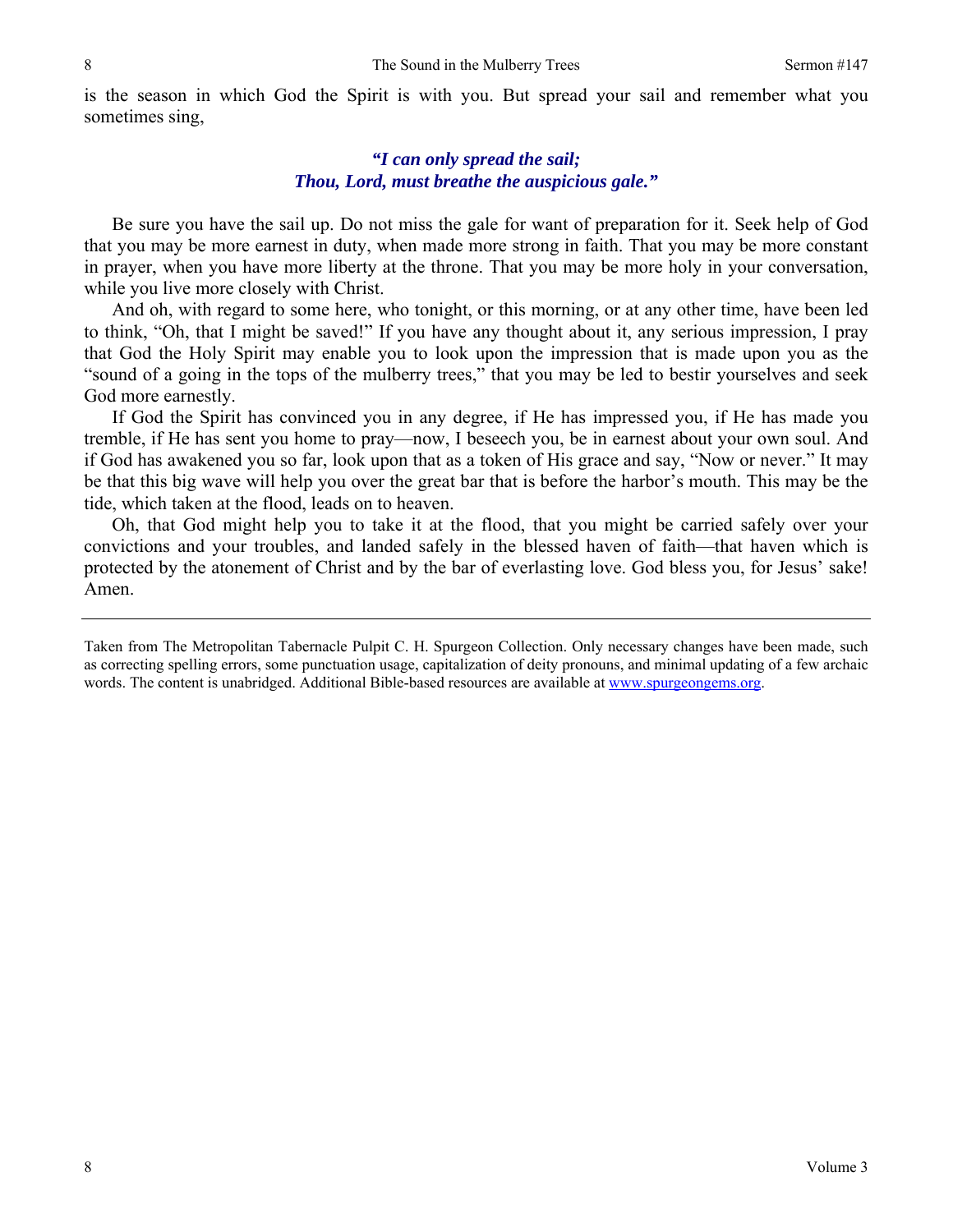is the season in which God the Spirit is with you. But spread your sail and remember what you sometimes sing,

> ***"I can only spread the sail;***
> ***Thou, Lord, must breathe the auspicious gale."***

Be sure you have the sail up. Do not miss the gale for want of preparation for it. Seek help of God that you may be more earnest in duty, when made more strong in faith. That you may be more constant in prayer, when you have more liberty at the throne. That you may be more holy in your conversation, while you live more closely with Christ.

And oh, with regard to some here, who tonight, or this morning, or at any other time, have been led to think, "Oh, that I might be saved!" If you have any thought about it, any serious impression, I pray that God the Holy Spirit may enable you to look upon the impression that is made upon you as the "sound of a going in the tops of the mulberry trees," that you may be led to bestir yourselves and seek God more earnestly.

If God the Spirit has convinced you in any degree, if He has impressed you, if He has made you tremble, if He has sent you home to pray—now, I beseech you, be in earnest about your own soul. And if God has awakened you so far, look upon that as a token of His grace and say, "Now or never." It may be that this big wave will help you over the great bar that is before the harbor's mouth. This may be the tide, which taken at the flood, leads on to heaven.

Oh, that God might help you to take it at the flood, that you might be carried safely over your convictions and your troubles, and landed safely in the blessed haven of faith—that haven which is protected by the atonement of Christ and by the bar of everlasting love. God bless you, for Jesus' sake! Amen.

---

Taken from The Metropolitan Tabernacle Pulpit C. H. Spurgeon Collection. Only necessary changes have been made, such as correcting spelling errors, some punctuation usage, capitalization of deity pronouns, and minimal updating of a few archaic words. The content is unabridged. Additional Bible-based resources are available at [www.spurgeongems.org](http://www.spurgeongems.org).